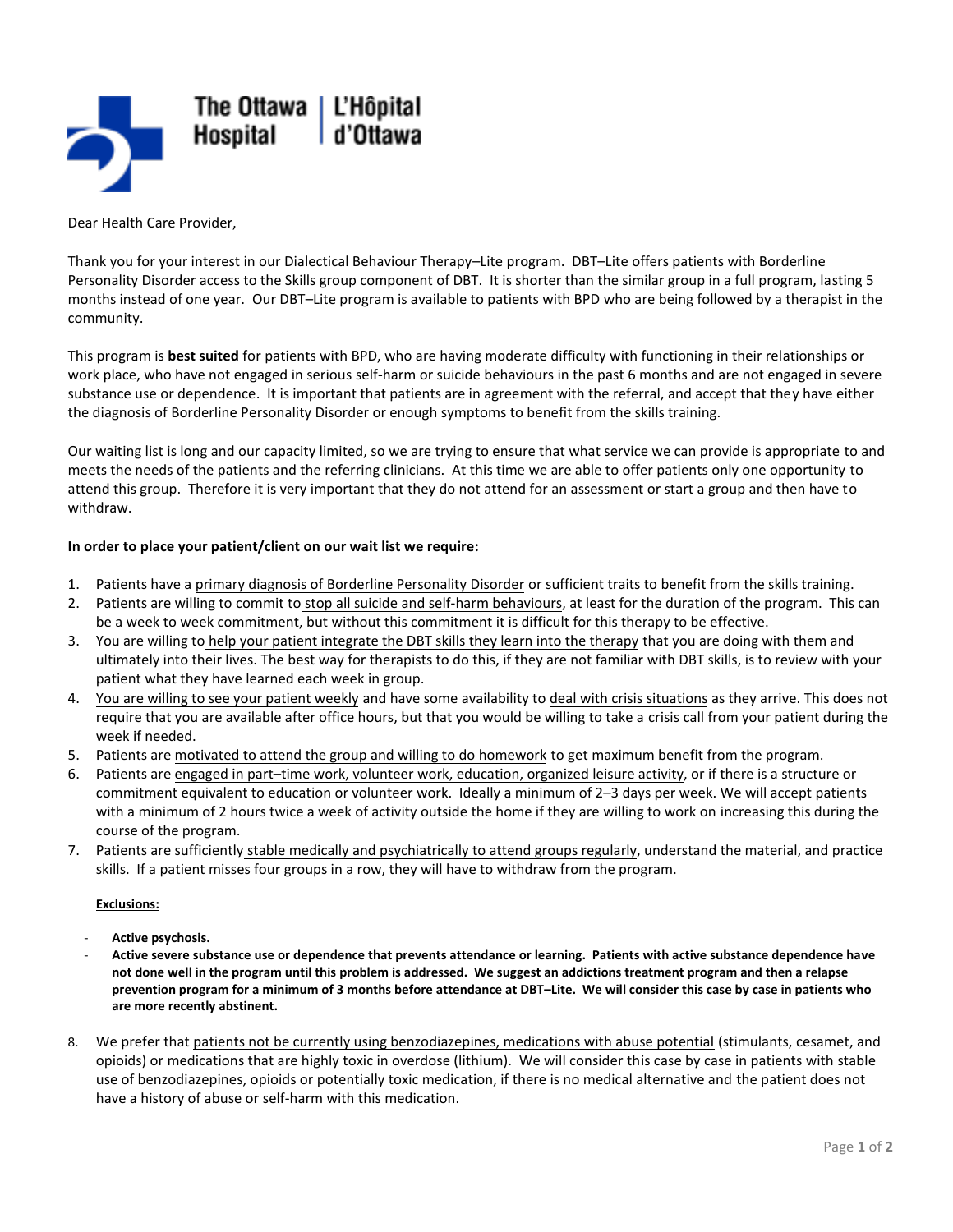The Ottawa Hospital | L'Hôpital d'Ottawa

Dear Health Care Provider,

Thank you for your interest in our Dialectical Behaviour Therapy–Lite program. DBT–Lite offers patients with Borderline Personality Disorder access to the Skills group component of DBT. It is shorter than the similar group in a full program, lasting 5 months instead of one year. Our DBT–Lite program is available to patients with BPD who are being followed by a therapist in the community.

This program is **best suited** for patients with BPD, who are having moderate difficulty with functioning in their relationships or work place, who have not engaged in serious self-harm or suicide behaviours in the past 6 months and are not engaged in severe substance use or dependence. It is important that patients are in agreement with the referral, and accept that they have either the diagnosis of Borderline Personality Disorder or enough symptoms to benefit from the skills training.

Our waiting list is long and our capacity limited, so we are trying to ensure that what service we can provide is appropriate to and meets the needs of the patients and the referring clinicians. At this time we are able to offer patients only one opportunity to attend this group. Therefore it is very important that they do not attend for an assessment or start a group and then have to withdraw.

**In order to place your patient/client on our wait list we require:**

1. Patients have a primary diagnosis of Borderline Personality Disorder or sufficient traits to benefit from the skills training.
2. Patients are willing to commit to stop all suicide and self-harm behaviours, at least for the duration of the program. This can be a week to week commitment, but without this commitment it is difficult for this therapy to be effective.
3. You are willing to help your patient integrate the DBT skills they learn into the therapy that you are doing with them and ultimately into their lives. The best way for therapists to do this, if they are not familiar with DBT skills, is to review with your patient what they have learned each week in group.
4. You are willing to see your patient weekly and have some availability to deal with crisis situations as they arrive. This does not require that you are available after office hours, but that you would be willing to take a crisis call from your patient during the week if needed.
5. Patients are motivated to attend the group and willing to do homework to get maximum benefit from the program.
6. Patients are engaged in part–time work, volunteer work, education, organized leisure activity, or if there is a structure or commitment equivalent to education or volunteer work. Ideally a minimum of 2–3 days per week. We will accept patients with a minimum of 2 hours twice a week of activity outside the home if they are willing to work on increasing this during the course of the program.
7. Patients are sufficiently stable medically and psychiatrically to attend groups regularly, understand the material, and practice skills. If a patient misses four groups in a row, they will have to withdraw from the program.

**Exclusions:**

- **Active psychosis.**
- **Active severe substance use or dependence that prevents attendance or learning. Patients with active substance dependence have not done well in the program until this problem is addressed. We suggest an addictions treatment program and then a relapse prevention program for a minimum of 3 months before attendance at DBT–Lite. We will consider this case by case in patients who are more recently abstinent.**

8. We prefer that patients not be currently using benzodiazepines, medications with abuse potential (stimulants, cesamet, and opioids) or medications that are highly toxic in overdose (lithium). We will consider this case by case in patients with stable use of benzodiazepines, opioids or potentially toxic medication, if there is no medical alternative and the patient does not have a history of abuse or self-harm with this medication.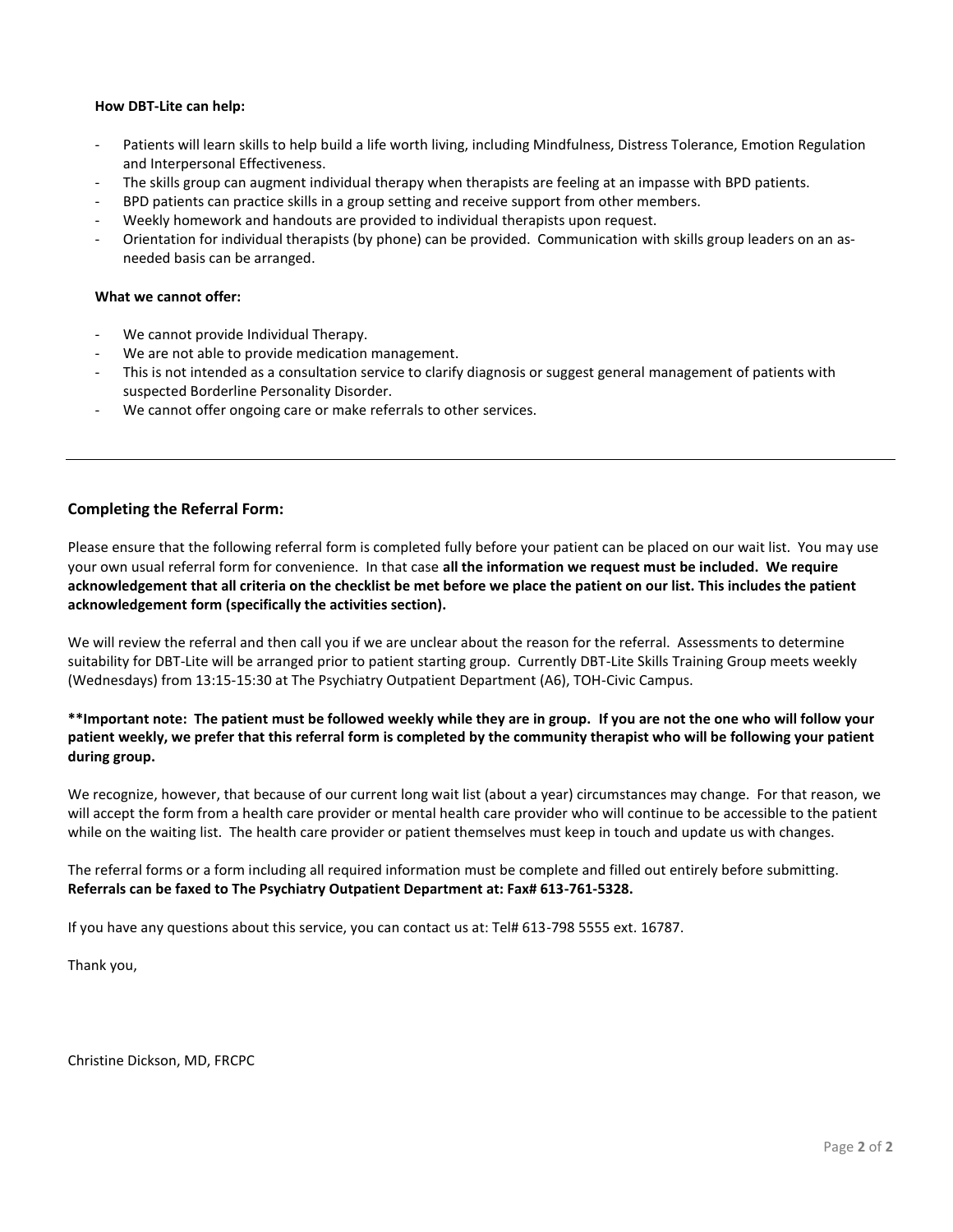**How DBT-Lite can help:**

- Patients will learn skills to help build a life worth living, including Mindfulness, Distress Tolerance, Emotion Regulation and Interpersonal Effectiveness.
- The skills group can augment individual therapy when therapists are feeling at an impasse with BPD patients.
- BPD patients can practice skills in a group setting and receive support from other members.
- Weekly homework and handouts are provided to individual therapists upon request.
- Orientation for individual therapists (by phone) can be provided. Communication with skills group leaders on an as-needed basis can be arranged.

**What we cannot offer:**

- We cannot provide Individual Therapy.
- We are not able to provide medication management.
- This is not intended as a consultation service to clarify diagnosis or suggest general management of patients with suspected Borderline Personality Disorder.
- We cannot offer ongoing care or make referrals to other services.

---

## Completing the Referral Form:

Please ensure that the following referral form is completed fully before your patient can be placed on our wait list. You may use your own usual referral form for convenience. In that case **all the information we request must be included. We require acknowledgement that all criteria on the checklist be met before we place the patient on our list. This includes the patient acknowledgement form (specifically the activities section).**

We will review the referral and then call you if we are unclear about the reason for the referral. Assessments to determine suitability for DBT-Lite will be arranged prior to patient starting group. Currently DBT-Lite Skills Training Group meets weekly (Wednesdays) from 13:15-15:30 at The Psychiatry Outpatient Department (A6), TOH-Civic Campus.

**\*\*Important note: The patient must be followed weekly while they are in group. If you are not the one who will follow your patient weekly, we prefer that this referral form is completed by the community therapist who will be following your patient during group.**

We recognize, however, that because of our current long wait list (about a year) circumstances may change. For that reason, we will accept the form from a health care provider or mental health care provider who will continue to be accessible to the patient while on the waiting list. The health care provider or patient themselves must keep in touch and update us with changes.

The referral forms or a form including all required information must be complete and filled out entirely before submitting. **Referrals can be faxed to The Psychiatry Outpatient Department at: Fax# 613-761-5328.**

If you have any questions about this service, you can contact us at: Tel# 613-798 5555 ext. 16787.

Thank you,

Christine Dickson, MD, FRCPC